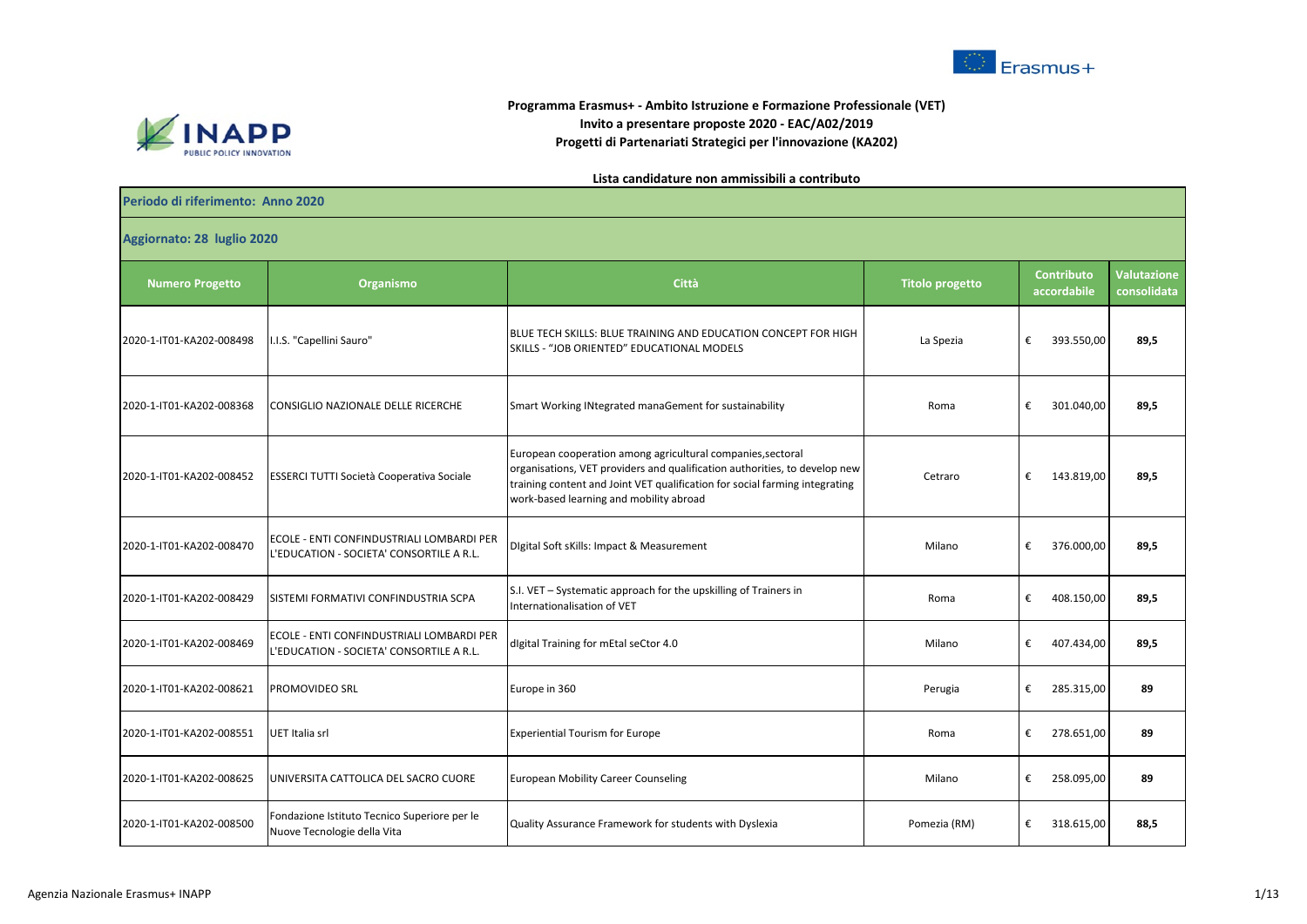**Programma Erasmus+ - Ambito Istruzione e Formazione Professionale (VET)**
**Invito a presentare proposte 2020 - EAC/A02/2019**
**Progetti di Partenariati Strategici per l'innovazione (KA202)**

**Lista candidature non ammissibili a contributo**

**Periodo di riferimento: Anno 2020**

**Aggiornato: 28 luglio 2020**

| Numero Progetto | Organismo | Città | Titolo progetto | Contributo accordabile | Valutazione consolidata |
|---|---|---|---|---|---|
| 2020-1-IT01-KA202-008498 | I.I.S. "Capellini Sauro" | BLUE TECH SKILLS: BLUE TRAINING AND EDUCATION CONCEPT FOR HIGH SKILLS - "JOB ORIENTED" EDUCATIONAL MODELS | La Spezia | € 393.550,00 | 89,5 |
| 2020-1-IT01-KA202-008368 | CONSIGLIO NAZIONALE DELLE RICERCHE | Smart Working INtegrated manaGement for sustainability | Roma | € 301.040,00 | 89,5 |
| 2020-1-IT01-KA202-008452 | ESSERCI TUTTI Società Cooperativa Sociale | European cooperation among agricultural companies,sectoral organisations, VET providers and qualification authorities, to develop new training content and Joint VET qualification for social farming integrating work-based learning and mobility abroad | Cetraro | € 143.819,00 | 89,5 |
| 2020-1-IT01-KA202-008470 | ECOLE - ENTI CONFINDUSTRIALI LOMBARDI PER L'EDUCATION - SOCIETA' CONSORTILE A R.L. | DIgital Soft sKills: Impact & Measurement | Milano | € 376.000,00 | 89,5 |
| 2020-1-IT01-KA202-008429 | SISTEMI FORMATIVI CONFINDUSTRIA SCPA | S.I. VET – Systematic approach for the upskilling of Trainers in Internationalisation of VET | Roma | € 408.150,00 | 89,5 |
| 2020-1-IT01-KA202-008469 | ECOLE - ENTI CONFINDUSTRIALI LOMBARDI PER L'EDUCATION - SOCIETA' CONSORTILE A R.L. | dIgital Training for mEtal seCtor 4.0 | Milano | € 407.434,00 | 89,5 |
| 2020-1-IT01-KA202-008621 | PROMOVIDEO SRL | Europe in 360 | Perugia | € 285.315,00 | 89 |
| 2020-1-IT01-KA202-008551 | UET Italia srl | Experiential Tourism for Europe | Roma | € 278.651,00 | 89 |
| 2020-1-IT01-KA202-008625 | UNIVERSITA CATTOLICA DEL SACRO CUORE | European Mobility Career Counseling | Milano | € 258.095,00 | 89 |
| 2020-1-IT01-KA202-008500 | Fondazione Istituto Tecnico Superiore per le Nuove Tecnologie della Vita | Quality Assurance Framework for students with Dyslexia | Pomezia (RM) | € 318.615,00 | 88,5 |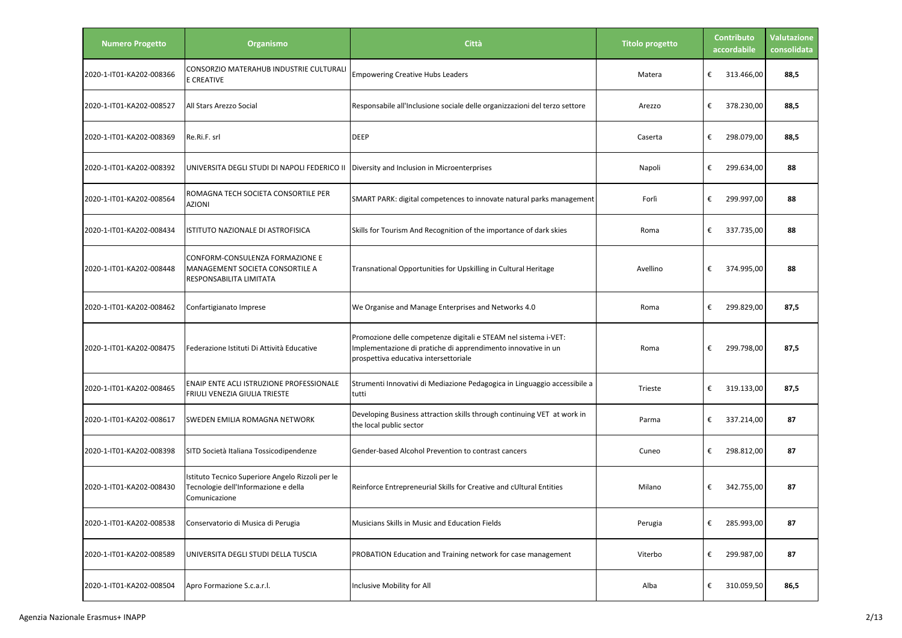| Numero Progetto | Organismo | Città | Titolo progetto | Contributo accordabile | Valutazione consolidata |
|---|---|---|---|---|---|
| 2020-1-IT01-KA202-008366 | CONSORZIO MATERAHUB INDUSTRIE CULTURALI E CREATIVE | Empowering Creative Hubs Leaders | Matera | € 313.466,00 | **88,5** |
| 2020-1-IT01-KA202-008527 | All Stars Arezzo Social | Responsabile all'Inclusione sociale delle organizzazioni del terzo settore | Arezzo | € 378.230,00 | **88,5** |
| 2020-1-IT01-KA202-008369 | Re.Ri.F. srl | DEEP | Caserta | € 298.079,00 | **88,5** |
| 2020-1-IT01-KA202-008392 | UNIVERSITA DEGLI STUDI DI NAPOLI FEDERICO II | Diversity and Inclusion in Microenterprises | Napoli | € 299.634,00 | **88** |
| 2020-1-IT01-KA202-008564 | ROMAGNA TECH SOCIETA CONSORTILE PER AZIONI | SMART PARK: digital competences to innovate natural parks management | Forlì | € 299.997,00 | **88** |
| 2020-1-IT01-KA202-008434 | ISTITUTO NAZIONALE DI ASTROFISICA | Skills for Tourism And Recognition of the importance of dark skies | Roma | € 337.735,00 | **88** |
| 2020-1-IT01-KA202-008448 | CONFORM-CONSULENZA FORMAZIONE E MANAGEMENT SOCIETA CONSORTILE A RESPONSABILITA LIMITATA | Transnational Opportunities for Upskilling in Cultural Heritage | Avellino | € 374.995,00 | **88** |
| 2020-1-IT01-KA202-008462 | Confartigianato Imprese | We Organise and Manage Enterprises and Networks 4.0 | Roma | € 299.829,00 | **87,5** |
| 2020-1-IT01-KA202-008475 | Federazione Istituti Di Attività Educative | Promozione delle competenze digitali e STEAM nel sistema i-VET: Implementazione di pratiche di apprendimento innovative in un prospettiva educativa intersettoriale | Roma | € 299.798,00 | **87,5** |
| 2020-1-IT01-KA202-008465 | ENAIP ENTE ACLI ISTRUZIONE PROFESSIONALE FRIULI VENEZIA GIULIA TRIESTE | Strumenti Innovativi di Mediazione Pedagogica in Linguaggio accessibile a tutti | Trieste | € 319.133,00 | **87,5** |
| 2020-1-IT01-KA202-008617 | SWEDEN EMILIA ROMAGNA NETWORK | Developing Business attraction skills through continuing VET at work in the local public sector | Parma | € 337.214,00 | **87** |
| 2020-1-IT01-KA202-008398 | SITD Società Italiana Tossicodipendenze | Gender-based Alcohol Prevention to contrast cancers | Cuneo | € 298.812,00 | **87** |
| 2020-1-IT01-KA202-008430 | Istituto Tecnico Superiore Angelo Rizzoli per le Tecnologie dell'Informazione e della Comunicazione | Reinforce Entrepreneurial Skills for Creative and cUltural Entities | Milano | € 342.755,00 | **87** |
| 2020-1-IT01-KA202-008538 | Conservatorio di Musica di Perugia | Musicians Skills in Music and Education Fields | Perugia | € 285.993,00 | **87** |
| 2020-1-IT01-KA202-008589 | UNIVERSITA DEGLI STUDI DELLA TUSCIA | PROBATION Education and Training network for case management | Viterbo | € 299.987,00 | **87** |
| 2020-1-IT01-KA202-008504 | Apro Formazione S.c.a.r.l. | Inclusive Mobility for All | Alba | € 310.059,50 | **86,5** |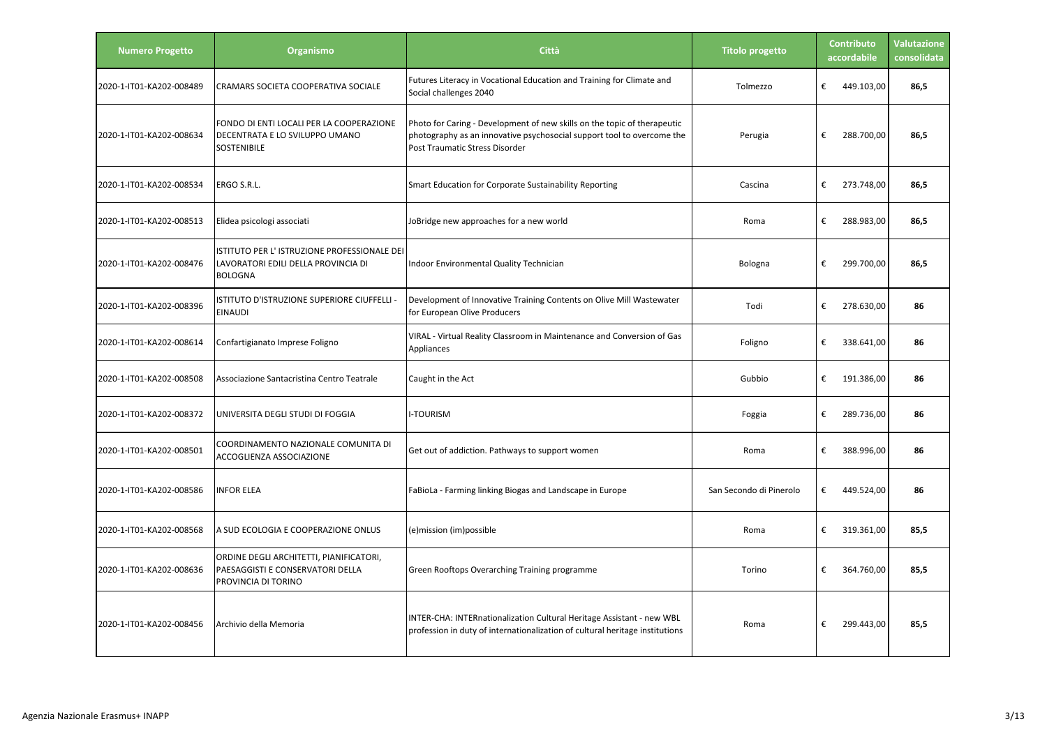| Numero Progetto | Organismo | Città | Titolo progetto | Contributo accordabile | Valutazione consolidata |
|---|---|---|---|---|---|
| 2020-1-IT01-KA202-008489 | CRAMARS SOCIETA COOPERATIVA SOCIALE | Futures Literacy in Vocational Education and Training for Climate and Social challenges 2040 | Tolmezzo | € 449.103,00 | 86,5 |
| 2020-1-IT01-KA202-008634 | FONDO DI ENTI LOCALI PER LA COOPERAZIONE DECENTRATA E LO SVILUPPO UMANO SOSTENIBILE | Photo for Caring - Development of new skills on the topic of therapeutic photography as an innovative psychosocial support tool to overcome the Post Traumatic Stress Disorder | Perugia | € 288.700,00 | 86,5 |
| 2020-1-IT01-KA202-008534 | ERGO S.R.L. | Smart Education for Corporate Sustainability Reporting | Cascina | € 273.748,00 | 86,5 |
| 2020-1-IT01-KA202-008513 | Elidea psicologi associati | JoBridge new approaches for a new world | Roma | € 288.983,00 | 86,5 |
| 2020-1-IT01-KA202-008476 | ISTITUTO PER L' ISTRUZIONE PROFESSIONALE DEI LAVORATORI EDILI DELLA PROVINCIA DI BOLOGNA | Indoor Environmental Quality Technician | Bologna | € 299.700,00 | 86,5 |
| 2020-1-IT01-KA202-008396 | ISTITUTO D'ISTRUZIONE SUPERIORE CIUFFELLI - EINAUDI | Development of Innovative Training Contents on Olive Mill Wastewater for European Olive Producers | Todi | € 278.630,00 | 86 |
| 2020-1-IT01-KA202-008614 | Confartigianato Imprese Foligno | VIRAL - Virtual Reality Classroom in Maintenance and Conversion of Gas Appliances | Foligno | € 338.641,00 | 86 |
| 2020-1-IT01-KA202-008508 | Associazione Santacristina Centro Teatrale | Caught in the Act | Gubbio | € 191.386,00 | 86 |
| 2020-1-IT01-KA202-008372 | UNIVERSITA DEGLI STUDI DI FOGGIA | I-TOURISM | Foggia | € 289.736,00 | 86 |
| 2020-1-IT01-KA202-008501 | COORDINAMENTO NAZIONALE COMUNITA DI ACCOGLIENZA ASSOCIAZIONE | Get out of addiction. Pathways to support women | Roma | € 388.996,00 | 86 |
| 2020-1-IT01-KA202-008586 | INFOR ELEA | FaBioLa - Farming linking Biogas and Landscape in Europe | San Secondo di Pinerolo | € 449.524,00 | 86 |
| 2020-1-IT01-KA202-008568 | A SUD ECOLOGIA E COOPERAZIONE ONLUS | (e)mission (im)possible | Roma | € 319.361,00 | 85,5 |
| 2020-1-IT01-KA202-008636 | ORDINE DEGLI ARCHITETTI, PIANIFICATORI, PAESAGGISTI E CONSERVATORI DELLA PROVINCIA DI TORINO | Green Rooftops Overarching Training programme | Torino | € 364.760,00 | 85,5 |
| 2020-1-IT01-KA202-008456 | Archivio della Memoria | INTER-CHA: INTERnationalization Cultural Heritage Assistant - new WBL profession in duty of internationalization of cultural heritage institutions | Roma | € 299.443,00 | 85,5 |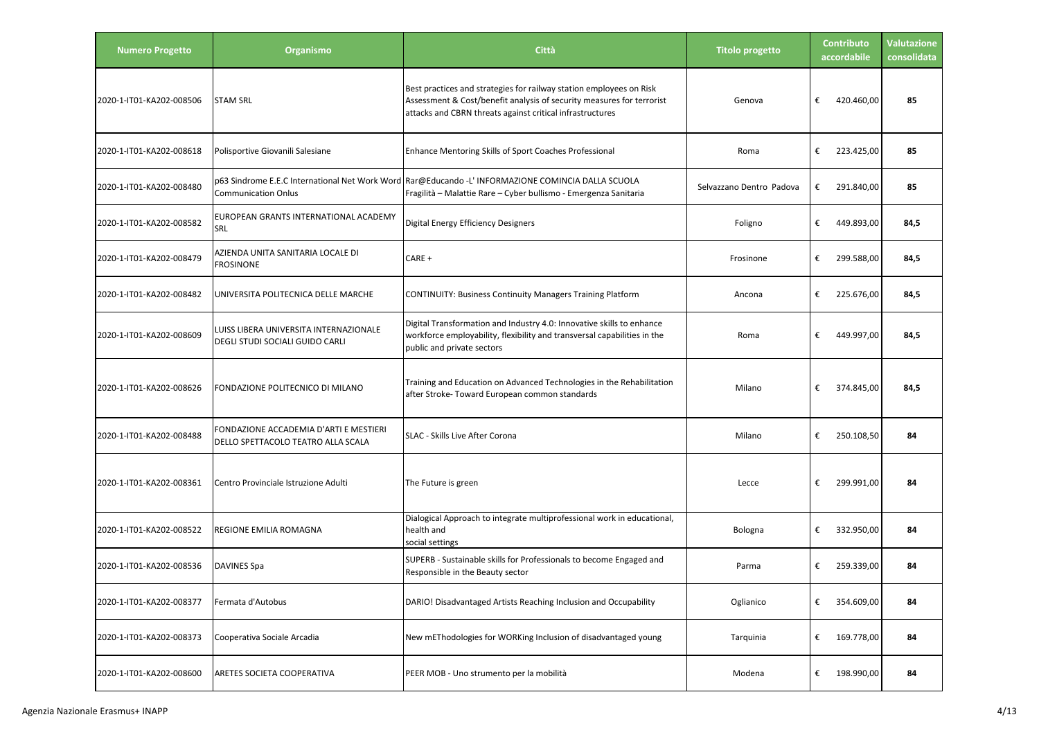| Numero Progetto | Organismo | Città | Titolo progetto | Contributo accordabile | Valutazione consolidata |
|---|---|---|---|---|---|
| 2020-1-IT01-KA202-008506 | STAM SRL | Best practices and strategies for railway station employees on Risk Assessment & Cost/benefit analysis of security measures for terrorist attacks and CBRN threats against critical infrastructures | Genova | € 420.460,00 | 85 |
| 2020-1-IT01-KA202-008618 | Polisportive Giovanili Salesiane | Enhance Mentoring Skills of Sport Coaches Professional | Roma | € 223.425,00 | 85 |
| 2020-1-IT01-KA202-008480 | p63 Sindrome E.E.C International Net Work Word Communication Onlus | Rar@Educando -L' INFORMAZIONE COMINCIA DALLA SCUOLA Fragilità – Malattie Rare – Cyber bullismo - Emergenza Sanitaria | Selvazzano Dentro Padova | € 291.840,00 | 85 |
| 2020-1-IT01-KA202-008582 | EUROPEAN GRANTS INTERNATIONAL ACADEMY SRL | Digital Energy Efficiency Designers | Foligno | € 449.893,00 | 84,5 |
| 2020-1-IT01-KA202-008479 | AZIENDA UNITA SANITARIA LOCALE DI FROSINONE | CARE + | Frosinone | € 299.588,00 | 84,5 |
| 2020-1-IT01-KA202-008482 | UNIVERSITA POLITECNICA DELLE MARCHE | CONTINUITY: Business Continuity Managers Training Platform | Ancona | € 225.676,00 | 84,5 |
| 2020-1-IT01-KA202-008609 | LUISS LIBERA UNIVERSITA INTERNAZIONALE DEGLI STUDI SOCIALI GUIDO CARLI | Digital Transformation and Industry 4.0: Innovative skills to enhance workforce employability, flexibility and transversal capabilities in the public and private sectors | Roma | € 449.997,00 | 84,5 |
| 2020-1-IT01-KA202-008626 | FONDAZIONE POLITECNICO DI MILANO | Training and Education on Advanced Technologies in the Rehabilitation after Stroke- Toward European common standards | Milano | € 374.845,00 | 84,5 |
| 2020-1-IT01-KA202-008488 | FONDAZIONE ACCADEMIA D'ARTI E MESTIERI DELLO SPETTACOLO TEATRO ALLA SCALA | SLAC - Skills Live After Corona | Milano | € 250.108,50 | 84 |
| 2020-1-IT01-KA202-008361 | Centro Provinciale Istruzione Adulti | The Future is green | Lecce | € 299.991,00 | 84 |
| 2020-1-IT01-KA202-008522 | REGIONE EMILIA ROMAGNA | Dialogical Approach to integrate multiprofessional work in educational, health and social settings | Bologna | € 332.950,00 | 84 |
| 2020-1-IT01-KA202-008536 | DAVINES Spa | SUPERB - Sustainable skills for Professionals to become Engaged and Responsible in the Beauty sector | Parma | € 259.339,00 | 84 |
| 2020-1-IT01-KA202-008377 | Fermata d'Autobus | DARIO! Disadvantaged Artists Reaching Inclusion and Occupability | Oglianico | € 354.609,00 | 84 |
| 2020-1-IT01-KA202-008373 | Cooperativa Sociale Arcadia | New mEThodologies for WORKing Inclusion of disadvantaged young | Tarquinia | € 169.778,00 | 84 |
| 2020-1-IT01-KA202-008600 | ARETES SOCIETA COOPERATIVA | PEER MOB - Uno strumento per la mobilità | Modena | € 198.990,00 | 84 |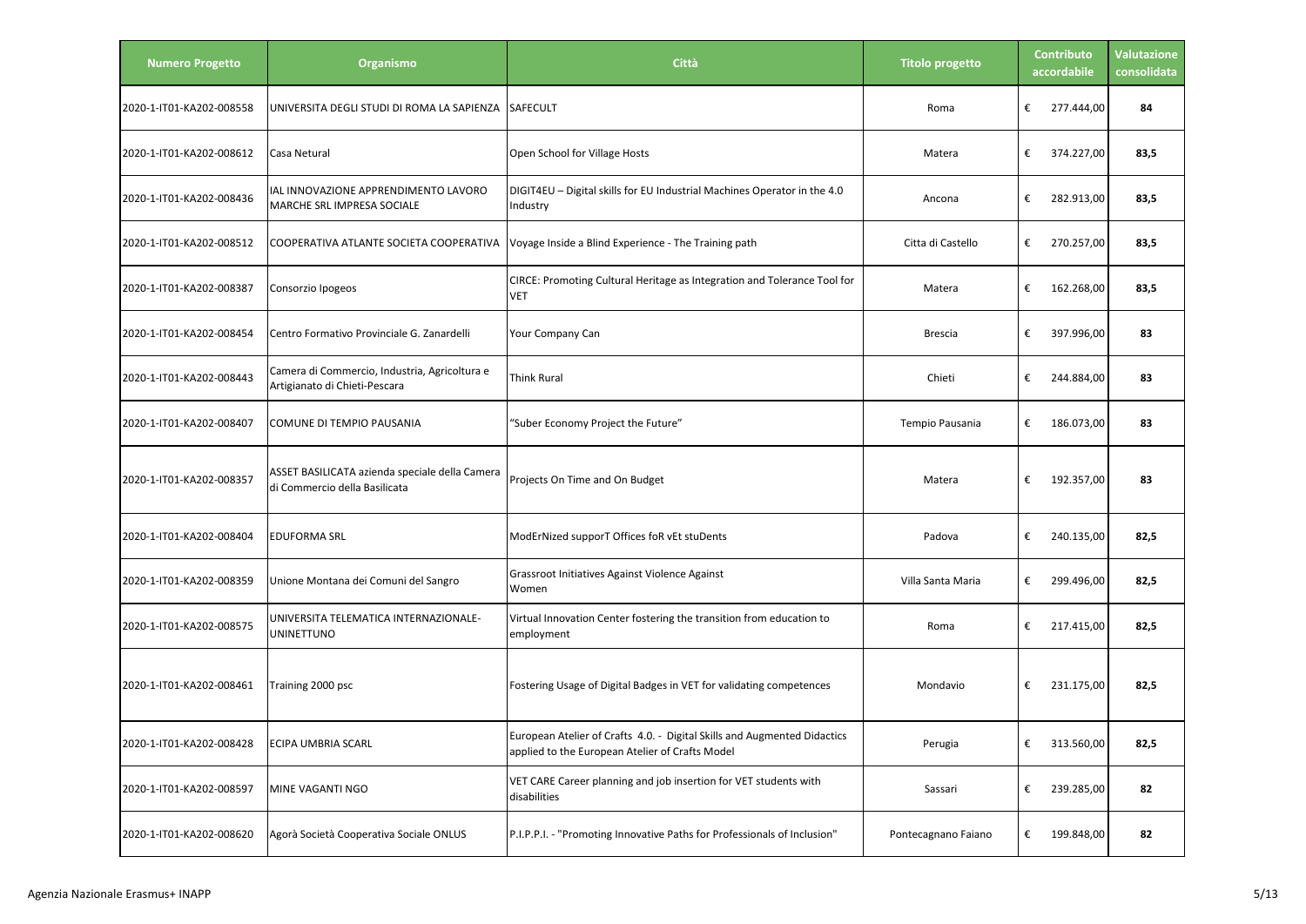| Numero Progetto | Organismo | Città | Titolo progetto | Contributo accordabile | Valutazione consolidata |
|---|---|---|---|---|---|
| 2020-1-IT01-KA202-008558 | UNIVERSITA DEGLI STUDI DI ROMA LA SAPIENZA | SAFECULT | Roma | € 277.444,00 | 84 |
| 2020-1-IT01-KA202-008612 | Casa Netural | Open School for Village Hosts | Matera | € 374.227,00 | 83,5 |
| 2020-1-IT01-KA202-008436 | IAL INNOVAZIONE APPRENDIMENTO LAVORO MARCHE SRL IMPRESA SOCIALE | DIGIT4EU – Digital skills for EU Industrial Machines Operator in the 4.0 Industry | Ancona | € 282.913,00 | 83,5 |
| 2020-1-IT01-KA202-008512 | COOPERATIVA ATLANTE SOCIETA COOPERATIVA | Voyage Inside a Blind Experience - The Training path | Citta di Castello | € 270.257,00 | 83,5 |
| 2020-1-IT01-KA202-008387 | Consorzio Ipogeos | CIRCE: Promoting Cultural Heritage as Integration and Tolerance Tool for VET | Matera | € 162.268,00 | 83,5 |
| 2020-1-IT01-KA202-008454 | Centro Formativo Provinciale G. Zanardelli | Your Company Can | Brescia | € 397.996,00 | 83 |
| 2020-1-IT01-KA202-008443 | Camera di Commercio, Industria, Agricoltura e Artigianato di Chieti-Pescara | Think Rural | Chieti | € 244.884,00 | 83 |
| 2020-1-IT01-KA202-008407 | COMUNE DI TEMPIO PAUSANIA | "Suber Economy Project the Future" | Tempio Pausania | € 186.073,00 | 83 |
| 2020-1-IT01-KA202-008357 | ASSET BASILICATA azienda speciale della Camera di Commercio della Basilicata | Projects On Time and On Budget | Matera | € 192.357,00 | 83 |
| 2020-1-IT01-KA202-008404 | EDUFORMA SRL | ModErNized supporT Offices foR vEt stuDents | Padova | € 240.135,00 | 82,5 |
| 2020-1-IT01-KA202-008359 | Unione Montana dei Comuni del Sangro | Grassroot Initiatives Against Violence Against Women | Villa Santa Maria | € 299.496,00 | 82,5 |
| 2020-1-IT01-KA202-008575 | UNIVERSITA TELEMATICA INTERNAZIONALE-UNINETTUNO | Virtual Innovation Center fostering the transition from education to employment | Roma | € 217.415,00 | 82,5 |
| 2020-1-IT01-KA202-008461 | Training 2000 psc | Fostering Usage of Digital Badges in VET for validating competences | Mondavio | € 231.175,00 | 82,5 |
| 2020-1-IT01-KA202-008428 | ECIPA UMBRIA SCARL | European Atelier of Crafts 4.0. - Digital Skills and Augmented Didactics applied to the European Atelier of Crafts Model | Perugia | € 313.560,00 | 82,5 |
| 2020-1-IT01-KA202-008597 | MINE VAGANTI NGO | VET CARE Career planning and job insertion for VET students with disabilities | Sassari | € 239.285,00 | 82 |
| 2020-1-IT01-KA202-008620 | Agorà Società Cooperativa Sociale ONLUS | P.I.P.P.I. - "Promoting Innovative Paths for Professionals of Inclusion" | Pontecagnano Faiano | € 199.848,00 | 82 |

Agenzia Nazionale Erasmus+ INAPP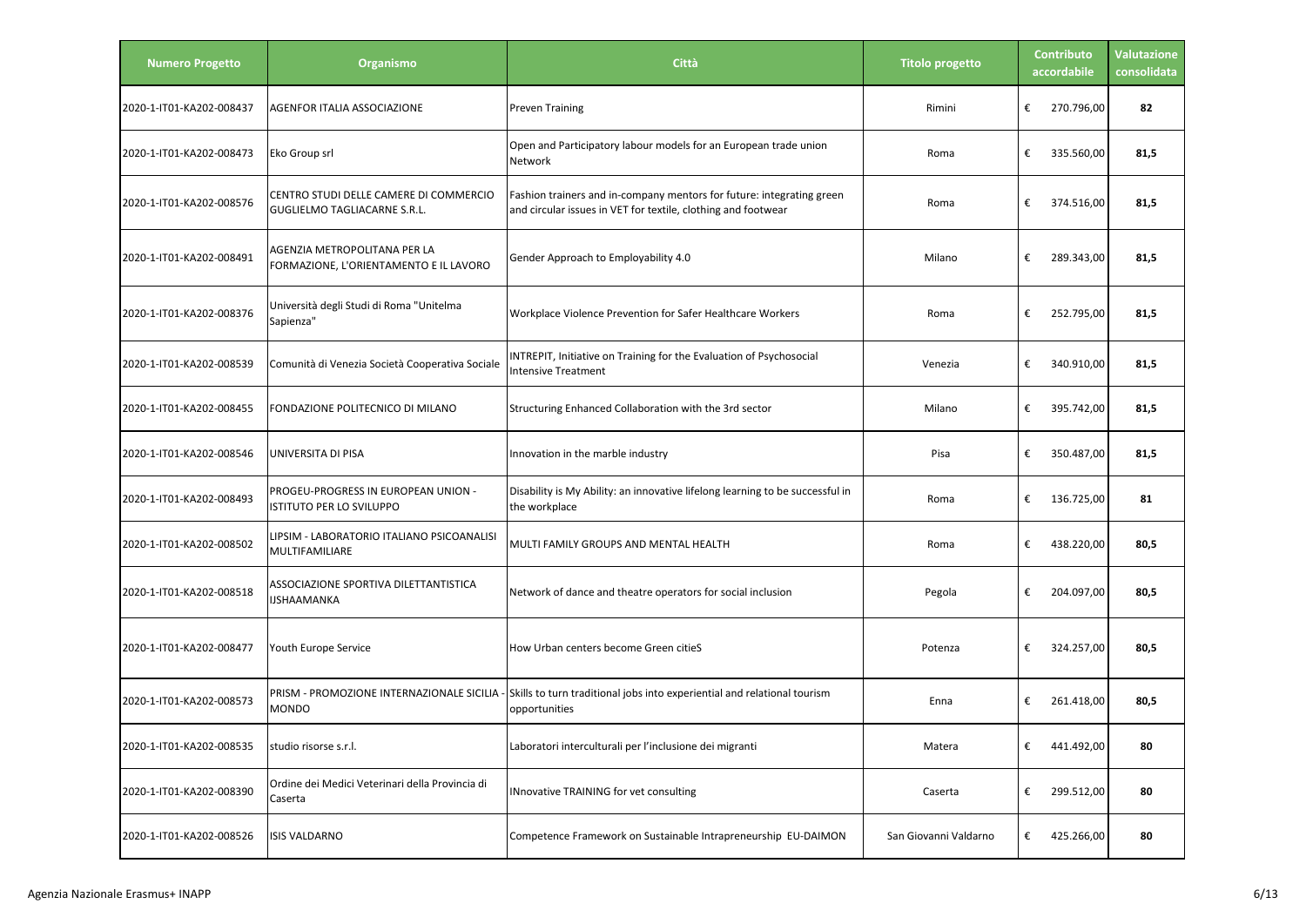| Numero Progetto | Organismo | Città | Titolo progetto | Contributo accordabile | Valutazione consolidata |
|---|---|---|---|---|---|
| 2020-1-IT01-KA202-008437 | AGENFOR ITALIA ASSOCIAZIONE | Preven Training | Rimini | € 270.796,00 | 82 |
| 2020-1-IT01-KA202-008473 | Eko Group srl | Open and Participatory labour models for an European trade union Network | Roma | € 335.560,00 | 81,5 |
| 2020-1-IT01-KA202-008576 | CENTRO STUDI DELLE CAMERE DI COMMERCIO GUGLIELMO TAGLIACARNE S.R.L. | Fashion trainers and in-company mentors for future: integrating green and circular issues in VET for textile, clothing and footwear | Roma | € 374.516,00 | 81,5 |
| 2020-1-IT01-KA202-008491 | AGENZIA METROPOLITANA PER LA FORMAZIONE, L'ORIENTAMENTO E IL LAVORO | Gender Approach to Employability 4.0 | Milano | € 289.343,00 | 81,5 |
| 2020-1-IT01-KA202-008376 | Università degli Studi di Roma "Unitelma Sapienza" | Workplace Violence Prevention for Safer Healthcare Workers | Roma | € 252.795,00 | 81,5 |
| 2020-1-IT01-KA202-008539 | Comunità di Venezia Società Cooperativa Sociale | INTREPIT, Initiative on Training for the Evaluation of Psychosocial Intensive Treatment | Venezia | € 340.910,00 | 81,5 |
| 2020-1-IT01-KA202-008455 | FONDAZIONE POLITECNICO DI MILANO | Structuring Enhanced Collaboration with the 3rd sector | Milano | € 395.742,00 | 81,5 |
| 2020-1-IT01-KA202-008546 | UNIVERSITA DI PISA | Innovation in the marble industry | Pisa | € 350.487,00 | 81,5 |
| 2020-1-IT01-KA202-008493 | PROGEU-PROGRESS IN EUROPEAN UNION - ISTITUTO PER LO SVILUPPO | Disability is My Ability: an innovative lifelong learning to be successful in the workplace | Roma | € 136.725,00 | 81 |
| 2020-1-IT01-KA202-008502 | LIPSIM - LABORATORIO ITALIANO PSICOANALISI MULTIFAMILIARE | MULTI FAMILY GROUPS AND MENTAL HEALTH | Roma | € 438.220,00 | 80,5 |
| 2020-1-IT01-KA202-008518 | ASSOCIAZIONE SPORTIVA DILETTANTISTICA IJSHAAMANKA | Network of dance and theatre operators for social inclusion | Pegola | € 204.097,00 | 80,5 |
| 2020-1-IT01-KA202-008477 | Youth Europe Service | How Urban centers become Green citieS | Potenza | € 324.257,00 | 80,5 |
| 2020-1-IT01-KA202-008573 | PRISM - PROMOZIONE INTERNAZIONALE SICILIA - MONDO | Skills to turn traditional jobs into experiential and relational tourism opportunities | Enna | € 261.418,00 | 80,5 |
| 2020-1-IT01-KA202-008535 | studio risorse s.r.l. | Laboratori interculturali per l'inclusione dei migranti | Matera | € 441.492,00 | 80 |
| 2020-1-IT01-KA202-008390 | Ordine dei Medici Veterinari della Provincia di Caserta | INnovative TRAINING for vet consulting | Caserta | € 299.512,00 | 80 |
| 2020-1-IT01-KA202-008526 | ISIS VALDARNO | Competence Framework on Sustainable Intrapreneurship EU-DAIMON | San Giovanni Valdarno | € 425.266,00 | 80 |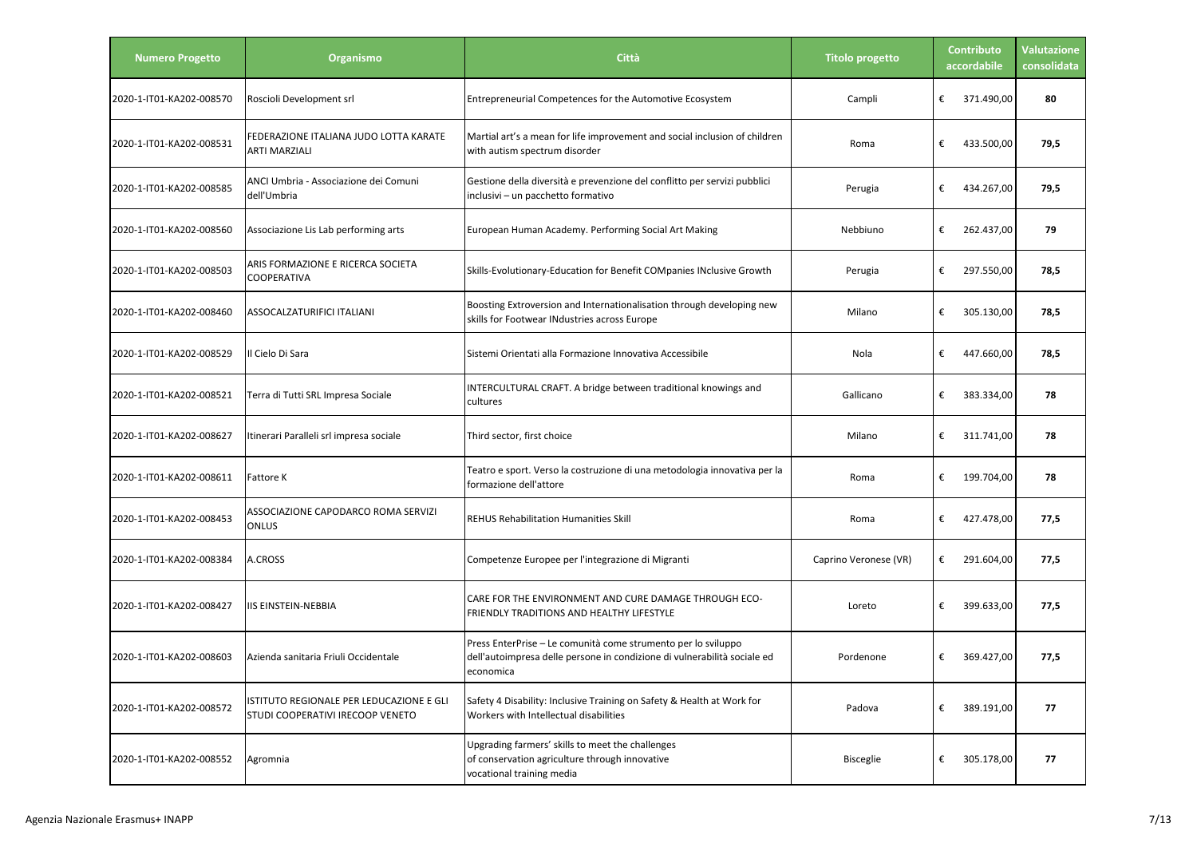| Numero Progetto | Organismo | Città | Titolo progetto | Contributo accordabile | Valutazione consolidata |
|---|---|---|---|---|---|
| 2020-1-IT01-KA202-008570 | Roscioli Development srl | Entrepreneurial Competences for the Automotive Ecosystem | Campli | € 371.490,00 | **80** |
| 2020-1-IT01-KA202-008531 | FEDERAZIONE ITALIANA JUDO LOTTA KARATE ARTI MARZIALI | Martial art's a mean for life improvement and social inclusion of children with autism spectrum disorder | Roma | € 433.500,00 | **79,5** |
| 2020-1-IT01-KA202-008585 | ANCI Umbria - Associazione dei Comuni dell'Umbria | Gestione della diversità e prevenzione del conflitto per servizi pubblici inclusivi – un pacchetto formativo | Perugia | € 434.267,00 | **79,5** |
| 2020-1-IT01-KA202-008560 | Associazione Lis Lab performing arts | European Human Academy. Performing Social Art Making | Nebbiuno | € 262.437,00 | **79** |
| 2020-1-IT01-KA202-008503 | ARIS FORMAZIONE E RICERCA SOCIETA COOPERATIVA | Skills-Evolutionary-Education for Benefit COMpanies INclusive Growth | Perugia | € 297.550,00 | **78,5** |
| 2020-1-IT01-KA202-008460 | ASSOCALZATURIFICI ITALIANI | Boosting Extroversion and Internationalisation through developing new skills for Footwear INdustries across Europe | Milano | € 305.130,00 | **78,5** |
| 2020-1-IT01-KA202-008529 | Il Cielo Di Sara | Sistemi Orientati alla Formazione Innovativa Accessibile | Nola | € 447.660,00 | **78,5** |
| 2020-1-IT01-KA202-008521 | Terra di Tutti SRL Impresa Sociale | INTERCULTURAL CRAFT. A bridge between traditional knowings and cultures | Gallicano | € 383.334,00 | **78** |
| 2020-1-IT01-KA202-008627 | Itinerari Paralleli srl impresa sociale | Third sector, first choice | Milano | € 311.741,00 | **78** |
| 2020-1-IT01-KA202-008611 | Fattore K | Teatro e sport. Verso la costruzione di una metodologia innovativa per la formazione dell'attore | Roma | € 199.704,00 | **78** |
| 2020-1-IT01-KA202-008453 | ASSOCIAZIONE CAPODARCO ROMA SERVIZI ONLUS | REHUS Rehabilitation Humanities Skill | Roma | € 427.478,00 | **77,5** |
| 2020-1-IT01-KA202-008384 | A.CROSS | Competenze Europee per l'integrazione di Migranti | Caprino Veronese (VR) | € 291.604,00 | **77,5** |
| 2020-1-IT01-KA202-008427 | IIS EINSTEIN-NEBBIA | CARE FOR THE ENVIRONMENT AND CURE DAMAGE THROUGH ECO-FRIENDLY TRADITIONS AND HEALTHY LIFESTYLE | Loreto | € 399.633,00 | **77,5** |
| 2020-1-IT01-KA202-008603 | Azienda sanitaria Friuli Occidentale | Press EnterPrise – Le comunità come strumento per lo sviluppo dell'autoimpresa delle persone in condizione di vulnerabilità sociale ed economica | Pordenone | € 369.427,00 | **77,5** |
| 2020-1-IT01-KA202-008572 | ISTITUTO REGIONALE PER LEDUCAZIONE E GLI STUDI COOPERATIVI IRECOOP VENETO | Safety 4 Disability: Inclusive Training on Safety & Health at Work for Workers with Intellectual disabilities | Padova | € 389.191,00 | **77** |
| 2020-1-IT01-KA202-008552 | Agromnia | Upgrading farmers' skills to meet the challenges of conservation agriculture through innovative vocational training media | Bisceglie | € 305.178,00 | **77** |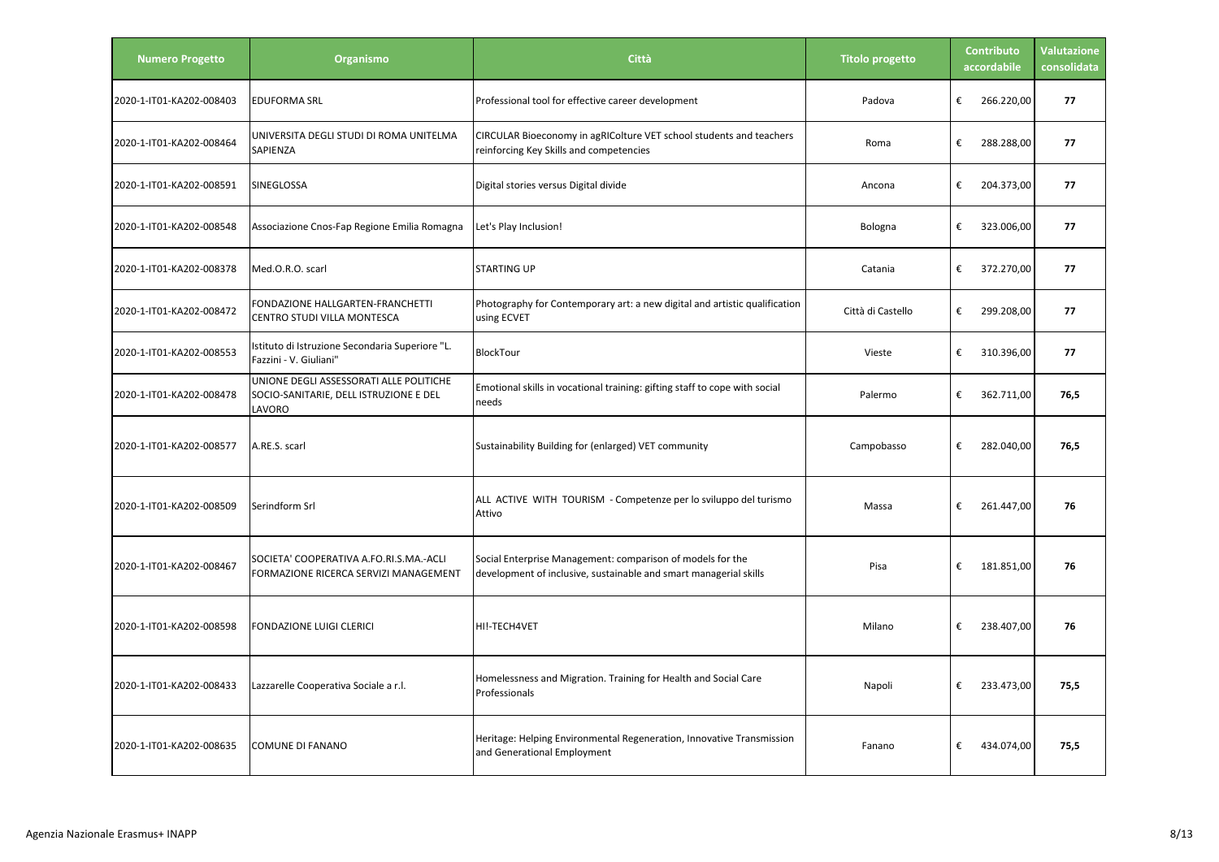| Numero Progetto | Organismo | Città | Titolo progetto | Contributo accordabile | Valutazione consolidata |
|---|---|---|---|---|---|
| 2020-1-IT01-KA202-008403 | EDUFORMA SRL | Professional tool for effective career development | Padova | € 266.220,00 | 77 |
| 2020-1-IT01-KA202-008464 | UNIVERSITA DEGLI STUDI DI ROMA UNITELMA SAPIENZA | CIRCULAR Bioeconomy in agRIColture VET school students and teachers reinforcing Key Skills and competencies | Roma | € 288.288,00 | 77 |
| 2020-1-IT01-KA202-008591 | SINEGLOSSA | Digital stories versus Digital divide | Ancona | € 204.373,00 | 77 |
| 2020-1-IT01-KA202-008548 | Associazione Cnos-Fap Regione Emilia Romagna | Let's Play Inclusion! | Bologna | € 323.006,00 | 77 |
| 2020-1-IT01-KA202-008378 | Med.O.R.O. scarl | STARTING UP | Catania | € 372.270,00 | 77 |
| 2020-1-IT01-KA202-008472 | FONDAZIONE HALLGARTEN-FRANCHETTI CENTRO STUDI VILLA MONTESCA | Photography for Contemporary art: a new digital and artistic qualification using ECVET | Città di Castello | € 299.208,00 | 77 |
| 2020-1-IT01-KA202-008553 | Istituto di Istruzione Secondaria Superiore "L. Fazzini - V. Giuliani" | BlockTour | Vieste | € 310.396,00 | 77 |
| 2020-1-IT01-KA202-008478 | UNIONE DEGLI ASSESSORATI ALLE POLITICHE SOCIO-SANITARIE, DELL ISTRUZIONE E DEL LAVORO | Emotional skills in vocational training: gifting staff to cope with social needs | Palermo | € 362.711,00 | 76,5 |
| 2020-1-IT01-KA202-008577 | A.RE.S. scarl | Sustainability Building for (enlarged) VET community | Campobasso | € 282.040,00 | 76,5 |
| 2020-1-IT01-KA202-008509 | Serindform Srl | ALL ACTIVE WITH TOURISM - Competenze per lo sviluppo del turismo Attivo | Massa | € 261.447,00 | 76 |
| 2020-1-IT01-KA202-008467 | SOCIETA' COOPERATIVA A.FO.RI.S.MA.-ACLI FORMAZIONE RICERCA SERVIZI MANAGEMENT | Social Enterprise Management: comparison of models for the development of inclusive, sustainable and smart managerial skills | Pisa | € 181.851,00 | 76 |
| 2020-1-IT01-KA202-008598 | FONDAZIONE LUIGI CLERICI | HI!-TECH4VET | Milano | € 238.407,00 | 76 |
| 2020-1-IT01-KA202-008433 | Lazzarelle Cooperativa Sociale a r.l. | Homelessness and Migration. Training for Health and Social Care Professionals | Napoli | € 233.473,00 | 75,5 |
| 2020-1-IT01-KA202-008635 | COMUNE DI FANANO | Heritage: Helping Environmental Regeneration, Innovative Transmission and Generational Employment | Fanano | € 434.074,00 | 75,5 |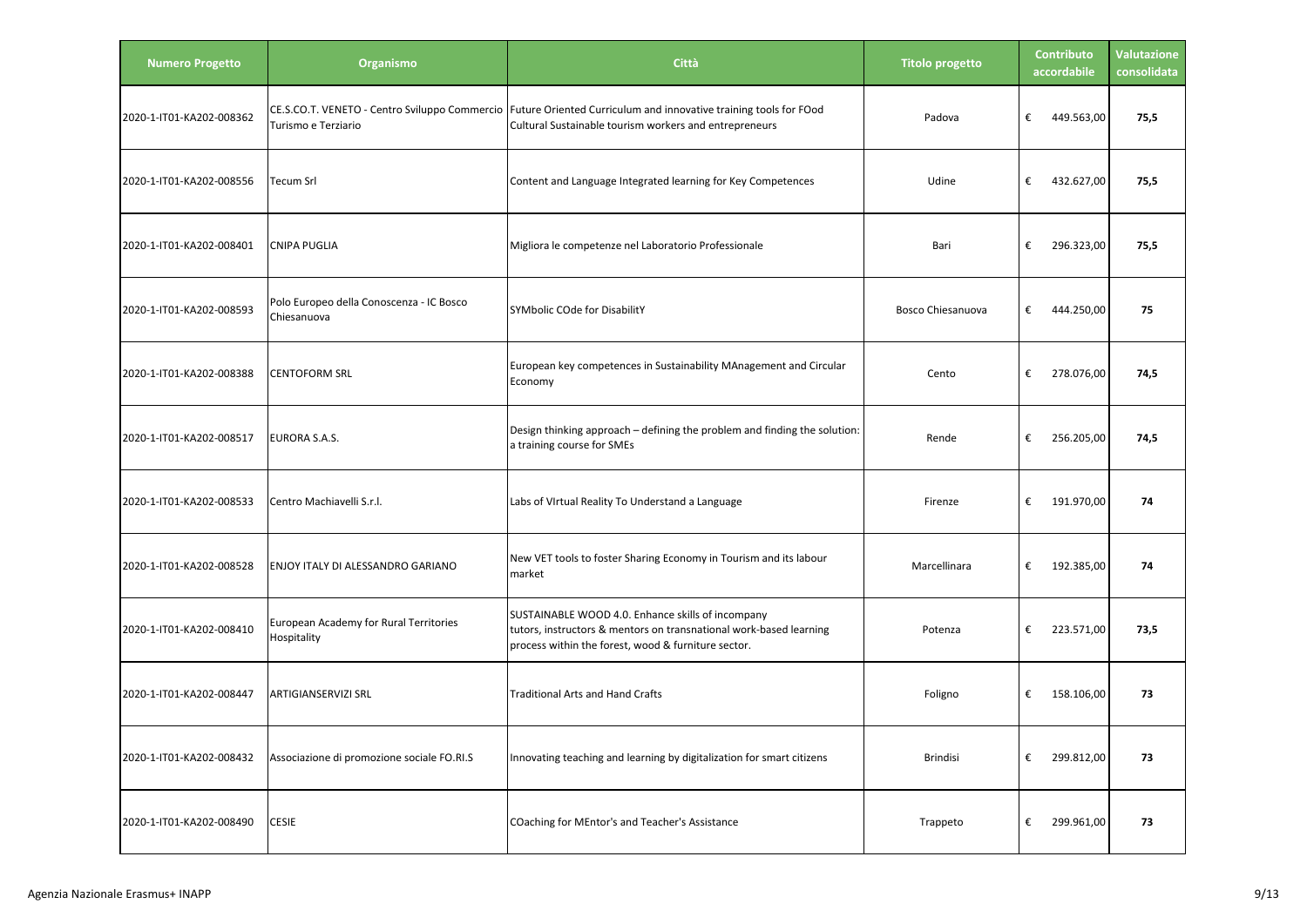| Numero Progetto | Organismo | Città | Titolo progetto | Contributo accordabile | Valutazione consolidata |
|---|---|---|---|---|---|
| 2020-1-IT01-KA202-008362 | CE.S.CO.T. VENETO - Centro Sviluppo Commercio Turismo e Terziario | Future Oriented Curriculum and innovative training tools for FOod Cultural Sustainable tourism workers and entrepreneurs | Padova | € 449.563,00 | 75,5 |
| 2020-1-IT01-KA202-008556 | Tecum Srl | Content and Language Integrated learning for Key Competences | Udine | € 432.627,00 | 75,5 |
| 2020-1-IT01-KA202-008401 | CNIPA PUGLIA | Migliora le competenze nel Laboratorio Professionale | Bari | € 296.323,00 | 75,5 |
| 2020-1-IT01-KA202-008593 | Polo Europeo della Conoscenza - IC Bosco Chiesanuova | SYMbolic COde for DisabilitY | Bosco Chiesanuova | € 444.250,00 | 75 |
| 2020-1-IT01-KA202-008388 | CENTOFORM SRL | European key competences in Sustainability MAnagement and Circular Economy | Cento | € 278.076,00 | 74,5 |
| 2020-1-IT01-KA202-008517 | EURORA S.A.S. | Design thinking approach – defining the problem and finding the solution: a training course for SMEs | Rende | € 256.205,00 | 74,5 |
| 2020-1-IT01-KA202-008533 | Centro Machiavelli S.r.l. | Labs of VIrtual Reality To Understand a Language | Firenze | € 191.970,00 | 74 |
| 2020-1-IT01-KA202-008528 | ENJOY ITALY DI ALESSANDRO GARIANO | New VET tools to foster Sharing Economy in Tourism and its labour market | Marcellinara | € 192.385,00 | 74 |
| 2020-1-IT01-KA202-008410 | European Academy for Rural Territories Hospitality | SUSTAINABLE WOOD 4.0. Enhance skills of incompany tutors, instructors & mentors on transnational work-based learning process within the forest, wood & furniture sector. | Potenza | € 223.571,00 | 73,5 |
| 2020-1-IT01-KA202-008447 | ARTIGIANSERVIZI SRL | Traditional Arts and Hand Crafts | Foligno | € 158.106,00 | 73 |
| 2020-1-IT01-KA202-008432 | Associazione di promozione sociale FO.RI.S | Innovating teaching and learning by digitalization for smart citizens | Brindisi | € 299.812,00 | 73 |
| 2020-1-IT01-KA202-008490 | CESIE | COaching for MEntor's and Teacher's Assistance | Trappeto | € 299.961,00 | 73 |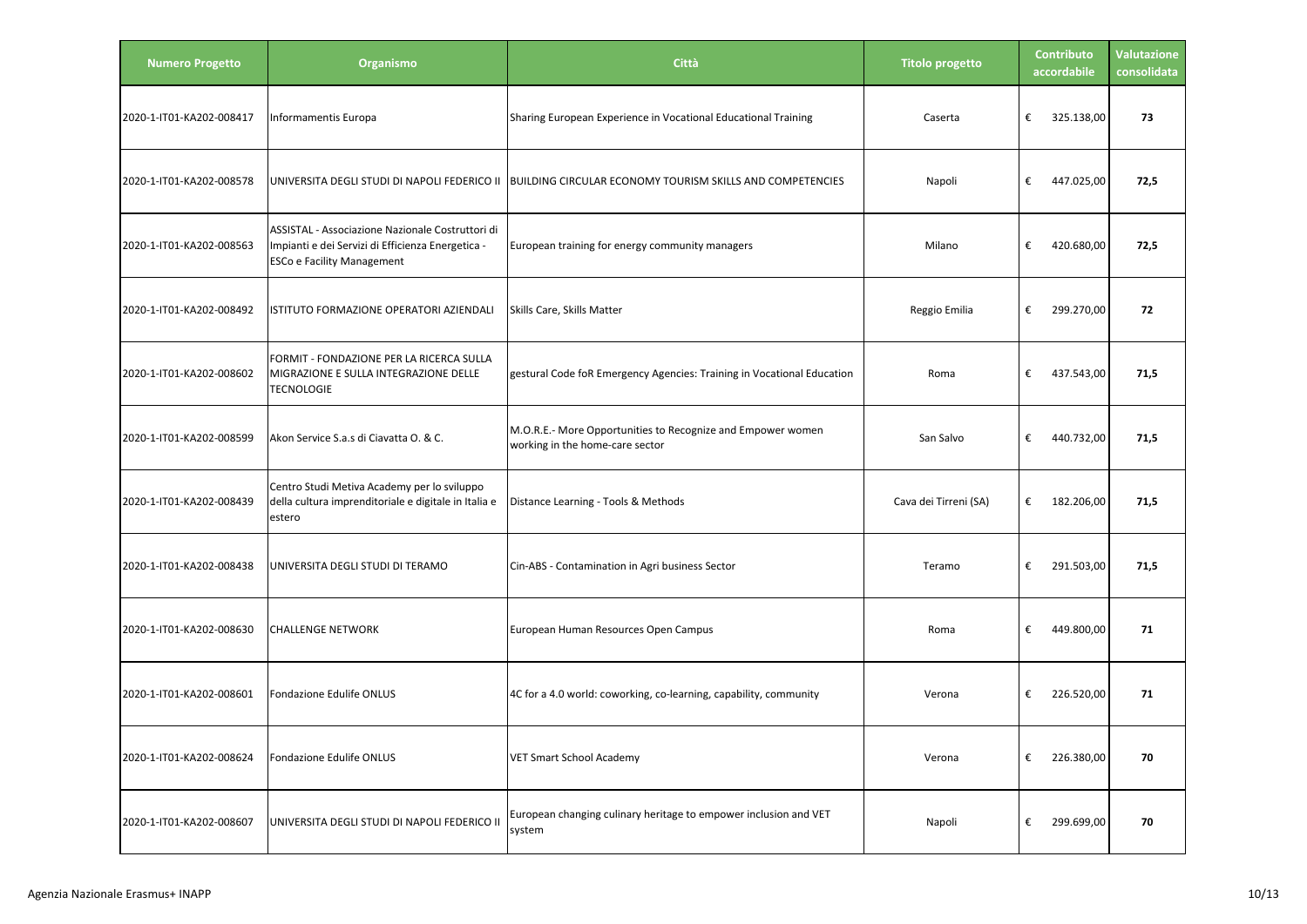| Numero Progetto | Organismo | Città | Titolo progetto | Contributo accordabile | Valutazione consolidata |
|---|---|---|---|---|---|
| 2020-1-IT01-KA202-008417 | Informamentis Europa | Sharing European Experience in Vocational Educational Training | Caserta | € 325.138,00 | 73 |
| 2020-1-IT01-KA202-008578 | UNIVERSITA DEGLI STUDI DI NAPOLI FEDERICO II | BUILDING CIRCULAR ECONOMY TOURISM SKILLS AND COMPETENCIES | Napoli | € 447.025,00 | 72,5 |
| 2020-1-IT01-KA202-008563 | ASSISTAL - Associazione Nazionale Costruttori di Impianti e dei Servizi di Efficienza Energetica - ESCo e Facility Management | European training for energy community managers | Milano | € 420.680,00 | 72,5 |
| 2020-1-IT01-KA202-008492 | ISTITUTO FORMAZIONE OPERATORI AZIENDALI | Skills Care, Skills Matter | Reggio Emilia | € 299.270,00 | 72 |
| 2020-1-IT01-KA202-008602 | FORMIT - FONDAZIONE PER LA RICERCA SULLA MIGRAZIONE E SULLA INTEGRAZIONE DELLE TECNOLOGIE | gestural Code foR Emergency Agencies: Training in Vocational Education | Roma | € 437.543,00 | 71,5 |
| 2020-1-IT01-KA202-008599 | Akon Service S.a.s di Ciavatta O. & C. | M.O.R.E.- More Opportunities to Recognize and Empower women working in the home-care sector | San Salvo | € 440.732,00 | 71,5 |
| 2020-1-IT01-KA202-008439 | Centro Studi Metiva Academy per lo sviluppo della cultura imprenditoriale e digitale in Italia e estero | Distance Learning - Tools & Methods | Cava dei Tirreni (SA) | € 182.206,00 | 71,5 |
| 2020-1-IT01-KA202-008438 | UNIVERSITA DEGLI STUDI DI TERAMO | Cin-ABS - Contamination in Agri business Sector | Teramo | € 291.503,00 | 71,5 |
| 2020-1-IT01-KA202-008630 | CHALLENGE NETWORK | European Human Resources Open Campus | Roma | € 449.800,00 | 71 |
| 2020-1-IT01-KA202-008601 | Fondazione Edulife ONLUS | 4C for a 4.0 world: coworking, co-learning, capability, community | Verona | € 226.520,00 | 71 |
| 2020-1-IT01-KA202-008624 | Fondazione Edulife ONLUS | VET Smart School Academy | Verona | € 226.380,00 | 70 |
| 2020-1-IT01-KA202-008607 | UNIVERSITA DEGLI STUDI DI NAPOLI FEDERICO II | European changing culinary heritage to empower inclusion and VET system | Napoli | € 299.699,00 | 70 |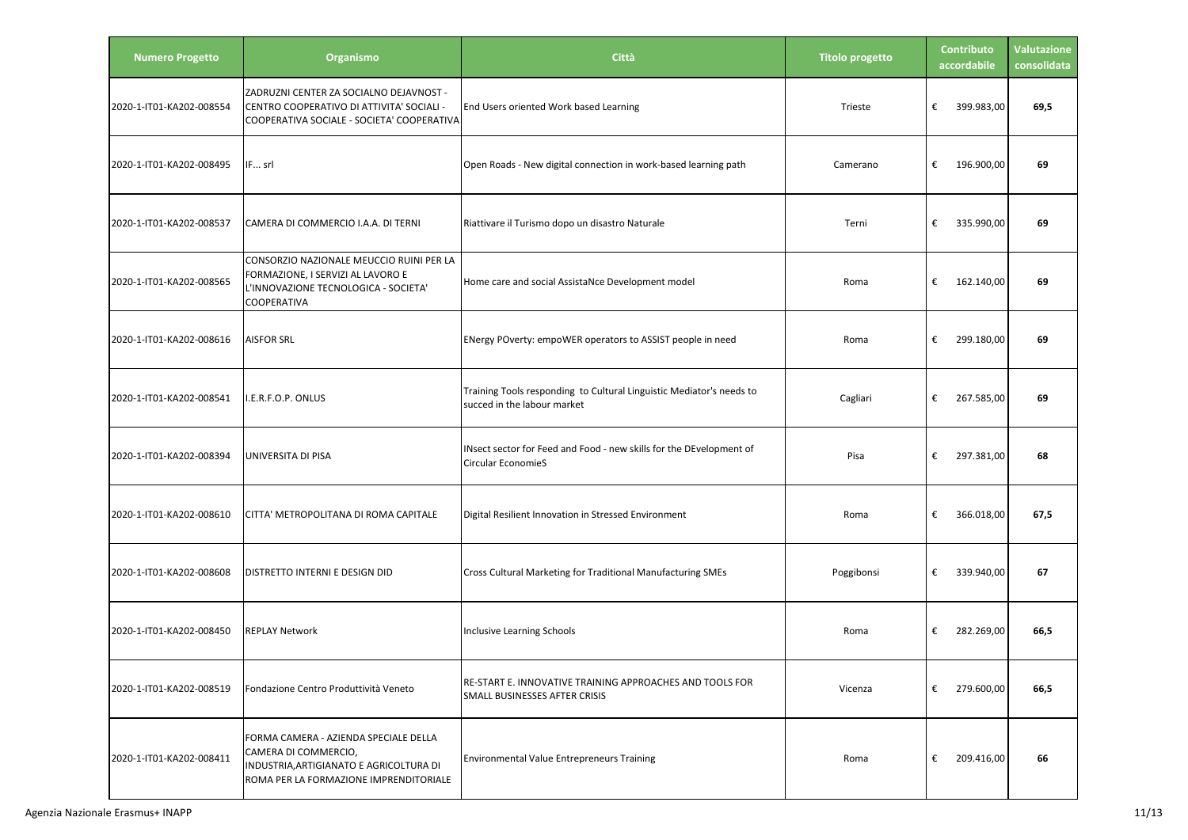| Numero Progetto | Organismo | Città | Titolo progetto | Contributo accordabile | Valutazione consolidata |
|---|---|---|---|---|---|
| 2020-1-IT01-KA202-008554 | ZADRUZNI CENTER ZA SOCIALNO DEJAVNOST - CENTRO COOPERATIVO DI ATTIVITA' SOCIALI - COOPERATIVA SOCIALE - SOCIETA' COOPERATIVA | End Users oriented Work based Learning | Trieste | € 399.983,00 | 69,5 |
| 2020-1-IT01-KA202-008495 | IF... srl | Open Roads - New digital connection in work-based learning path | Camerano | € 196.900,00 | 69 |
| 2020-1-IT01-KA202-008537 | CAMERA DI COMMERCIO I.A.A. DI TERNI | Riattivare il Turismo dopo un disastro Naturale | Terni | € 335.990,00 | 69 |
| 2020-1-IT01-KA202-008565 | CONSORZIO NAZIONALE MEUCCIO RUINI PER LA FORMAZIONE, I SERVIZI AL LAVORO E L'INNOVAZIONE TECNOLOGICA - SOCIETA' COOPERATIVA | Home care and social AssistaNce Development model | Roma | € 162.140,00 | 69 |
| 2020-1-IT01-KA202-008616 | AISFOR SRL | ENergy POverty: empoWER operators to ASSIST people in need | Roma | € 299.180,00 | 69 |
| 2020-1-IT01-KA202-008541 | I.E.R.F.O.P. ONLUS | Training Tools responding to Cultural Linguistic Mediator's needs to succed in the labour market | Cagliari | € 267.585,00 | 69 |
| 2020-1-IT01-KA202-008394 | UNIVERSITA DI PISA | INsect sector for Feed and Food - new skills for the DEvelopment of Circular EconomieS | Pisa | € 297.381,00 | 68 |
| 2020-1-IT01-KA202-008610 | CITTA' METROPOLITANA DI ROMA CAPITALE | Digital Resilient Innovation in Stressed Environment | Roma | € 366.018,00 | 67,5 |
| 2020-1-IT01-KA202-008608 | DISTRETTO INTERNI E DESIGN DID | Cross Cultural Marketing for Traditional Manufacturing SMEs | Poggibonsi | € 339.940,00 | 67 |
| 2020-1-IT01-KA202-008450 | REPLAY Network | Inclusive Learning Schools | Roma | € 282.269,00 | 66,5 |
| 2020-1-IT01-KA202-008519 | Fondazione Centro Produttività Veneto | RE-START E. INNOVATIVE TRAINING APPROACHES AND TOOLS FOR SMALL BUSINESSES AFTER CRISIS | Vicenza | € 279.600,00 | 66,5 |
| 2020-1-IT01-KA202-008411 | FORMA CAMERA - AZIENDA SPECIALE DELLA CAMERA DI COMMERCIO, INDUSTRIA,ARTIGIANATO E AGRICOLTURA DI ROMA PER LA FORMAZIONE IMPRENDITORIALE | Environmental Value Entrepreneurs Training | Roma | € 209.416,00 | 66 |

Agenzia Nazionale Erasmus+ INAPP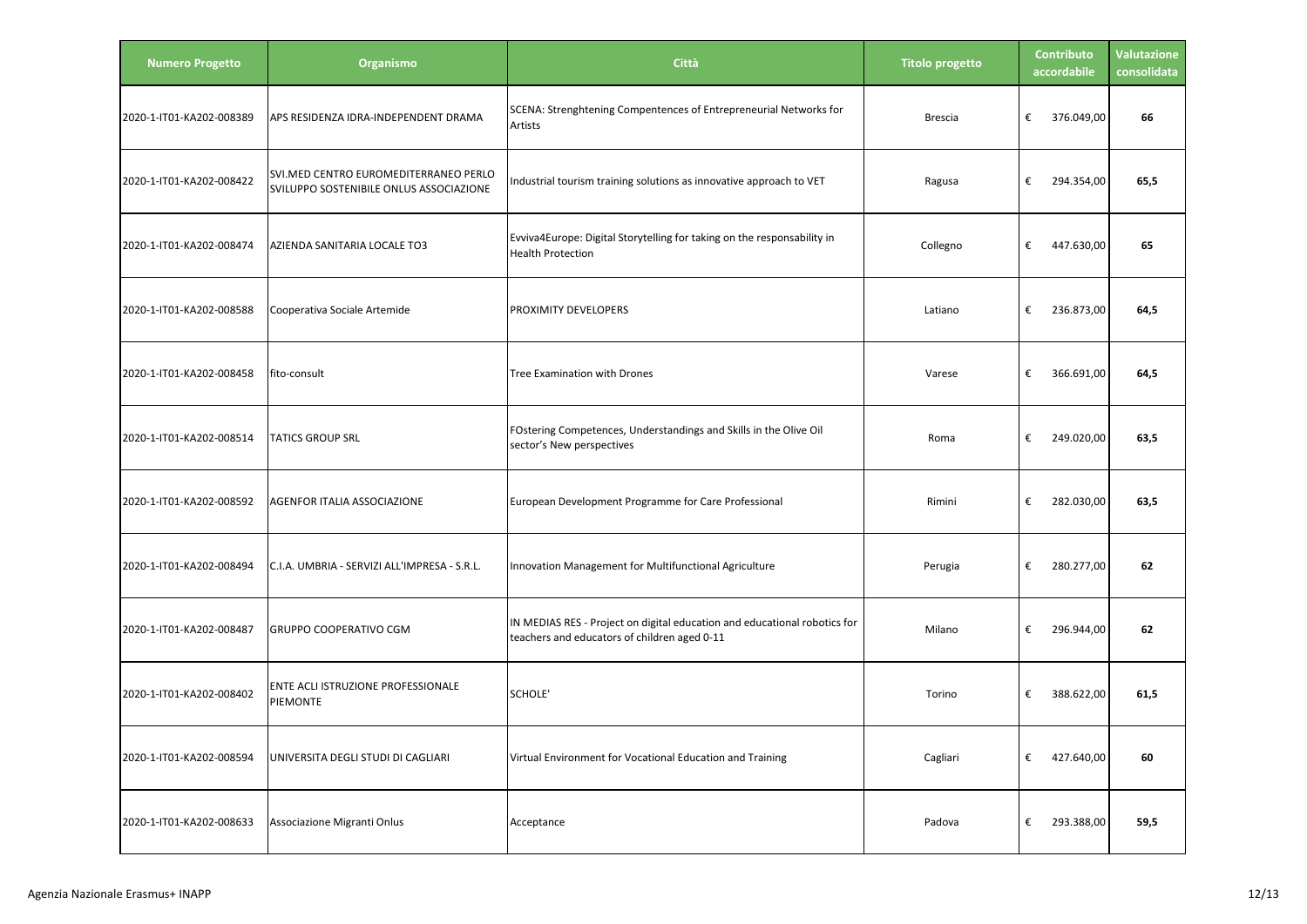| Numero Progetto | Organismo | Città | Titolo progetto | Contributo accordabile | Valutazione consolidata |
|---|---|---|---|---|---|
| 2020-1-IT01-KA202-008389 | APS RESIDENZA IDRA-INDEPENDENT DRAMA | SCENA: Strenghtening Compentences of Entrepreneurial Networks for Artists | Brescia | € 376.049,00 | 66 |
| 2020-1-IT01-KA202-008422 | SVI.MED CENTRO EUROMEDITERRANEO PERLO SVILUPPO SOSTENIBILE ONLUS ASSOCIAZIONE | Industrial tourism training solutions as innovative approach to VET | Ragusa | € 294.354,00 | 65,5 |
| 2020-1-IT01-KA202-008474 | AZIENDA SANITARIA LOCALE TO3 | Evviva4Europe: Digital Storytelling for taking on the responsability in Health Protection | Collegno | € 447.630,00 | 65 |
| 2020-1-IT01-KA202-008588 | Cooperativa Sociale Artemide | PROXIMITY DEVELOPERS | Latiano | € 236.873,00 | 64,5 |
| 2020-1-IT01-KA202-008458 | fito-consult | Tree Examination with Drones | Varese | € 366.691,00 | 64,5 |
| 2020-1-IT01-KA202-008514 | TATICS GROUP SRL | FOstering Competences, Understandings and Skills in the Olive Oil sector's New perspectives | Roma | € 249.020,00 | 63,5 |
| 2020-1-IT01-KA202-008592 | AGENFOR ITALIA ASSOCIAZIONE | European Development Programme for Care Professional | Rimini | € 282.030,00 | 63,5 |
| 2020-1-IT01-KA202-008494 | C.I.A. UMBRIA - SERVIZI ALL'IMPRESA - S.R.L. | Innovation Management for Multifunctional Agriculture | Perugia | € 280.277,00 | 62 |
| 2020-1-IT01-KA202-008487 | GRUPPO COOPERATIVO CGM | IN MEDIAS RES - Project on digital education and educational robotics for teachers and educators of children aged 0-11 | Milano | € 296.944,00 | 62 |
| 2020-1-IT01-KA202-008402 | ENTE ACLI ISTRUZIONE PROFESSIONALE PIEMONTE | SCHOLE' | Torino | € 388.622,00 | 61,5 |
| 2020-1-IT01-KA202-008594 | UNIVERSITA DEGLI STUDI DI CAGLIARI | Virtual Environment for Vocational Education and Training | Cagliari | € 427.640,00 | 60 |
| 2020-1-IT01-KA202-008633 | Associazione Migranti Onlus | Acceptance | Padova | € 293.388,00 | 59,5 |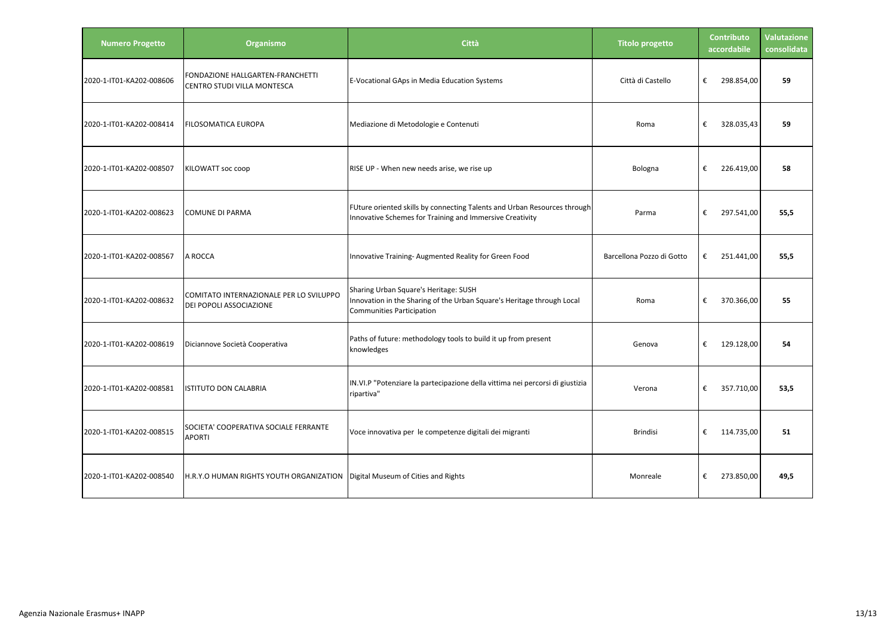| Numero Progetto | Organismo | Città | Titolo progetto | Contributo accordabile | Valutazione consolidata |
|---|---|---|---|---|---|
| 2020-1-IT01-KA202-008606 | FONDAZIONE HALLGARTEN-FRANCHETTI CENTRO STUDI VILLA MONTESCA | E-Vocational GAps in Media Education Systems | Città di Castello | € 298.854,00 | 59 |
| 2020-1-IT01-KA202-008414 | FILOSOMATICA EUROPA | Mediazione di Metodologie e Contenuti | Roma | € 328.035,43 | 59 |
| 2020-1-IT01-KA202-008507 | KILOWATT soc coop | RISE UP - When new needs arise, we rise up | Bologna | € 226.419,00 | 58 |
| 2020-1-IT01-KA202-008623 | COMUNE DI PARMA | FUture oriented skills by connecting Talents and Urban Resources through Innovative Schemes for Training and Immersive Creativity | Parma | € 297.541,00 | 55,5 |
| 2020-1-IT01-KA202-008567 | A ROCCA | Innovative Training- Augmented Reality for Green Food | Barcellona Pozzo di Gotto | € 251.441,00 | 55,5 |
| 2020-1-IT01-KA202-008632 | COMITATO INTERNAZIONALE PER LO SVILUPPO DEI POPOLI ASSOCIAZIONE | Sharing Urban Square's Heritage: SUSH Innovation in the Sharing of the Urban Square's Heritage through Local Communities Participation | Roma | € 370.366,00 | 55 |
| 2020-1-IT01-KA202-008619 | Diciannove Società Cooperativa | Paths of future: methodology tools to build it up from present knowledges | Genova | € 129.128,00 | 54 |
| 2020-1-IT01-KA202-008581 | ISTITUTO DON CALABRIA | IN.VI.P "Potenziare la partecipazione della vittima nei percorsi di giustizia ripartiva" | Verona | € 357.710,00 | 53,5 |
| 2020-1-IT01-KA202-008515 | SOCIETA' COOPERATIVA SOCIALE FERRANTE APORTI | Voce innovativa per le competenze digitali dei migranti | Brindisi | € 114.735,00 | 51 |
| 2020-1-IT01-KA202-008540 | H.R.Y.O HUMAN RIGHTS YOUTH ORGANIZATION | Digital Museum of Cities and Rights | Monreale | € 273.850,00 | 49,5 |

Agenzia Nazionale Erasmus+ INAPP